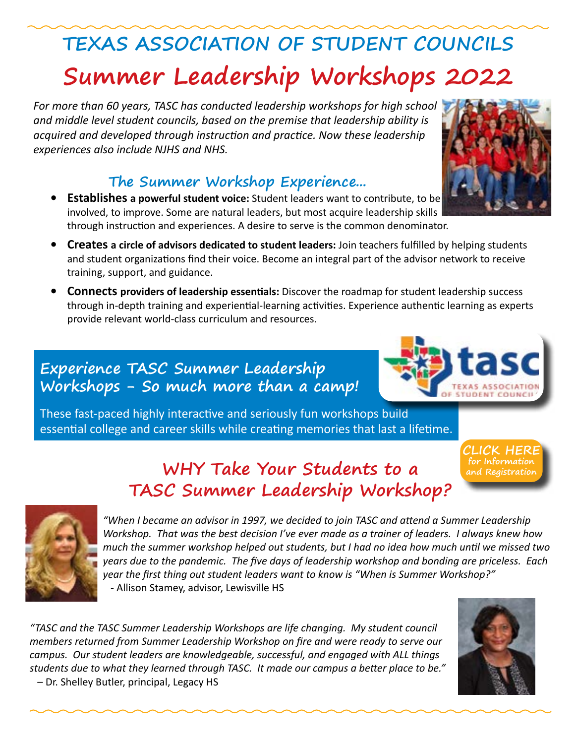# TEXAS ASSOCIATION OF STUDENT COUNCILS

# Summer Leadership Workshops 2022

*For more than 60 years, TASC has conducted leadership workshops for high school and middle level student councils, based on the premise that leadership ability is acquired and developed through instruction and practice. Now these leadership experiences also include NJHS and NHS.*

## The Summer Workshop Experience...

- **Establishes a powerful student voice:** Student leaders want to contribute, to be involved, to improve. Some are natural leaders, but most acquire leadership skills through instruction and experiences. A desire to serve is the common denominator.
- **Creates a circle of advisors dedicated to student leaders:** Join teachers fulfilled by helping students and student organizations find their voice. Become an integral part of the advisor network to receive training, support, and guidance.
- **Connects providers of leadership essentials:** Discover the roadmap for student leadership success through in-depth training and experiential-learning activities. Experience authentic learning as experts provide relevant world-class curriculum and resources.

## Experience TASC Summer Leadership Workshops - So much more than a camp!

These fast-paced highly interactive and seriously fun workshops build essential college and career skills while creating memories that last a lifetime.

tasc TEXAS ASSOCIATION OF STUDENT COUNCILS

**CLICK HERE** for Information and Registration

## WHY Take Your Students to a TASC Summer Leadership Workshop?

*"When I became an advisor in 1997, we decided to join TASC and attend a Summer Leadership Workshop. That was the best decision I've ever made as a trainer of leaders. I always knew how much the summer workshop helped out students, but I had no idea how much until we missed two years due to the pandemic. The five days of leadership workshop and bonding are priceless. Each year the first thing out student leaders want to know is "When is Summer Workshop?"*

- Allison Stamey, advisor, Lewisville HS

*"TASC and the TASC Summer Leadership Workshops are life changing. My student council members returned from Summer Leadership Workshop on fire and were ready to serve our campus. Our student leaders are knowledgeable, successful, and engaged with ALL things students due to what they learned through TASC. It made our campus a better place to be."*

– Dr. Shelley Butler, principal, Legacy HS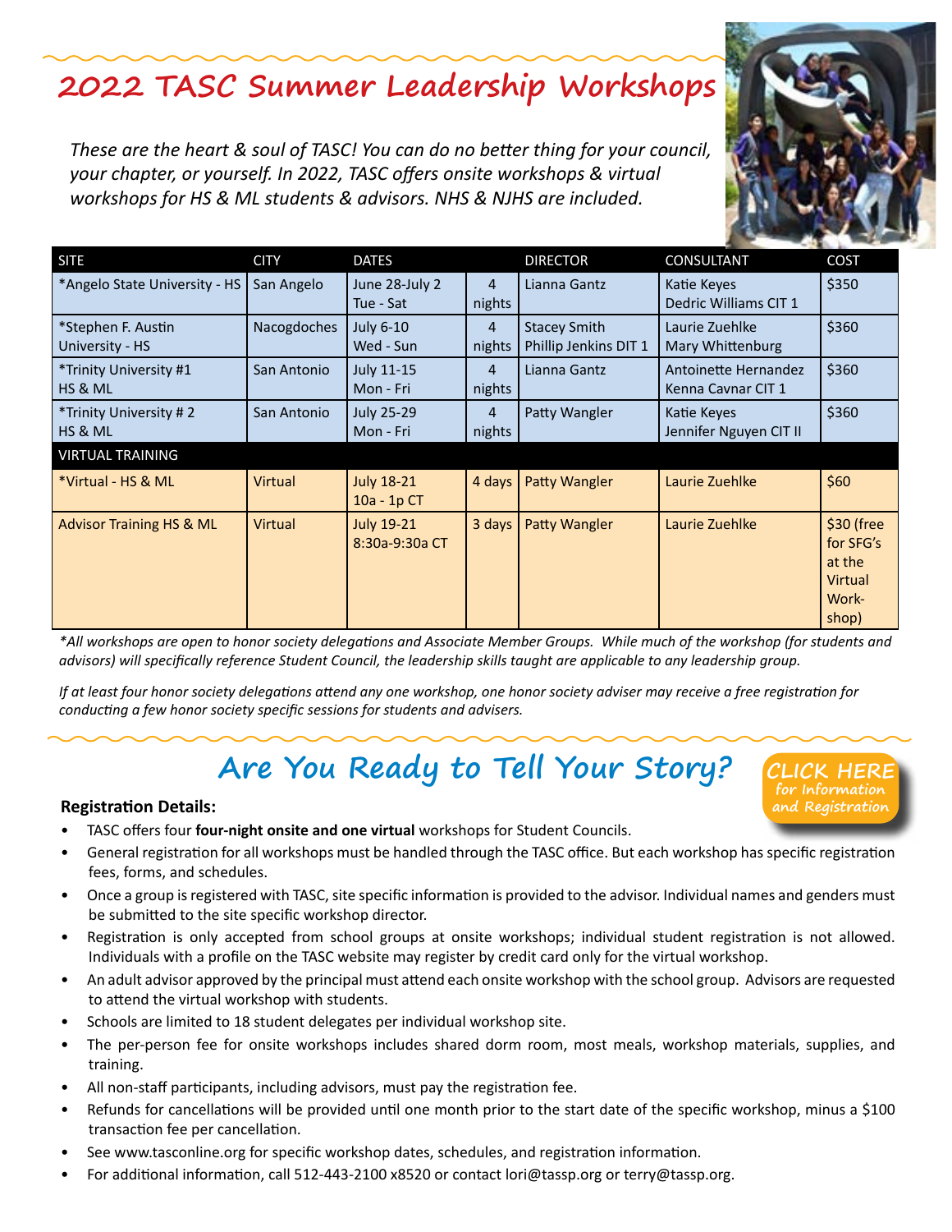# 2022 TASC Summer Leadership Workshops

*These are the heart & soul of TASC! You can do no better thing for your council, your chapter, or yourself. In 2022, TASC offers onsite workshops & virtual workshops for HS & ML students & advisors. NHS & NJHS are included.*

| SITE | CITY | DATES | | DIRECTOR | CONSULTANT | COST |
|---|---|---|---|---|---|---|
| *Angelo State University - HS | San Angelo | June 28-July 2 Tue - Sat | 4 nights | Lianna Gantz | Katie Keyes Dedric Williams CIT 1 | $350 |
| *Stephen F. Austin University - HS | Nacogdoches | July 6-10 Wed - Sun | 4 nights | Stacey Smith Phillip Jenkins DIT 1 | Laurie Zuehlke Mary Whittenburg | $360 |
| *Trinity University #1 HS & ML | San Antonio | July 11-15 Mon - Fri | 4 nights | Lianna Gantz | Antoinette Hernandez Kenna Cavnar CIT 1 | $360 |
| *Trinity University # 2 HS & ML | San Antonio | July 25-29 Mon - Fri | 4 nights | Patty Wangler | Katie Keyes Jennifer Nguyen CIT II | $360 |
| VIRTUAL TRAINING | | | | | | |
| *Virtual - HS & ML | Virtual | July 18-21 10a - 1p CT | 4 days | Patty Wangler | Laurie Zuehlke | $60 |
| Advisor Training HS & ML | Virtual | July 19-21 8:30a-9:30a CT | 3 days | Patty Wangler | Laurie Zuehlke | $30 (free for SFG's at the Virtual Workshop) |

*\*All workshops are open to honor society delegations and Associate Member Groups. While much of the workshop (for students and advisors) will specifically reference Student Council, the leadership skills taught are applicable to any leadership group.*

*If at least four honor society delegations attend any one workshop, one honor society adviser may receive a free registration for conducting a few honor society specific sessions for students and advisers.*

## Are You Ready to Tell Your Story?

CLICK HERE for Information and Registration

**Registration Details:**

- TASC offers four **four-night onsite and one virtual** workshops for Student Councils.
- General registration for all workshops must be handled through the TASC office. But each workshop has specific registration fees, forms, and schedules.
- Once a group is registered with TASC, site specific information is provided to the advisor. Individual names and genders must be submitted to the site specific workshop director.
- Registration is only accepted from school groups at onsite workshops; individual student registration is not allowed. Individuals with a profile on the TASC website may register by credit card only for the virtual workshop.
- An adult advisor approved by the principal must attend each onsite workshop with the school group. Advisors are requested to attend the virtual workshop with students.
- Schools are limited to 18 student delegates per individual workshop site.
- The per-person fee for onsite workshops includes shared dorm room, most meals, workshop materials, supplies, and training.
- All non-staff participants, including advisors, must pay the registration fee.
- Refunds for cancellations will be provided until one month prior to the start date of the specific workshop, minus a $100 transaction fee per cancellation.
- See www.tasconline.org for specific workshop dates, schedules, and registration information.
- For additional information, call 512-443-2100 x8520 or contact lori@tassp.org or terry@tassp.org.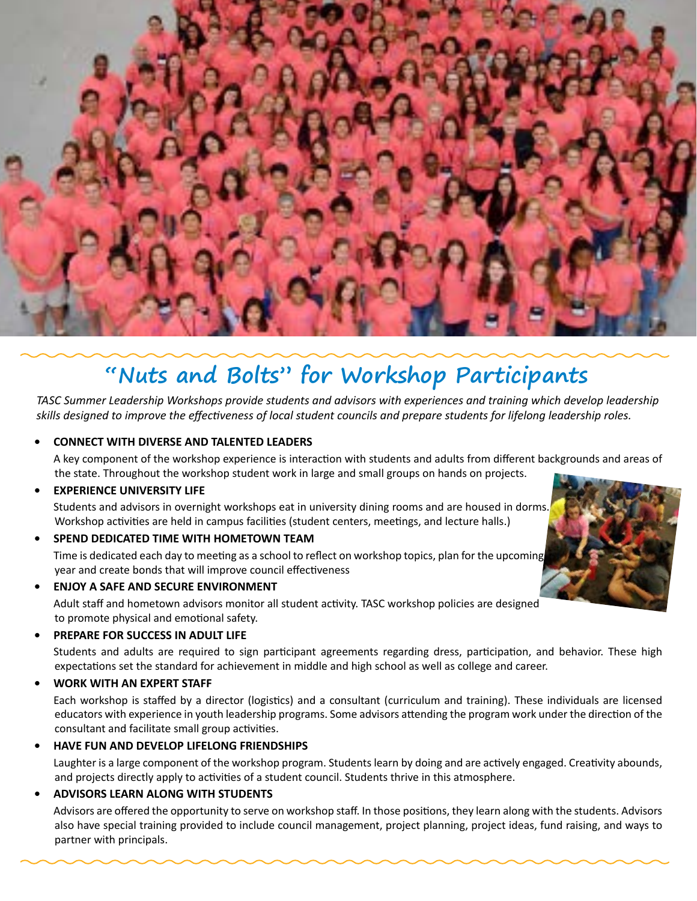# "Nuts and Bolts" for Workshop Participants

*TASC Summer Leadership Workshops provide students and advisors with experiences and training which develop leadership skills designed to improve the effectiveness of local student councils and prepare students for lifelong leadership roles.*

- **CONNECT WITH DIVERSE AND TALENTED LEADERS**

  A key component of the workshop experience is interaction with students and adults from different backgrounds and areas of the state. Throughout the workshop student work in large and small groups on hands on projects.

- **EXPERIENCE UNIVERSITY LIFE**

  Students and advisors in overnight workshops eat in university dining rooms and are housed in dorms. Workshop activities are held in campus facilities (student centers, meetings, and lecture halls.)

- **SPEND DEDICATED TIME WITH HOMETOWN TEAM**

  Time is dedicated each day to meeting as a school to reflect on workshop topics, plan for the upcoming year and create bonds that will improve council effectiveness

- **ENJOY A SAFE AND SECURE ENVIRONMENT**

  Adult staff and hometown advisors monitor all student activity. TASC workshop policies are designed to promote physical and emotional safety.

- **PREPARE FOR SUCCESS IN ADULT LIFE**

  Students and adults are required to sign participant agreements regarding dress, participation, and behavior. These high expectations set the standard for achievement in middle and high school as well as college and career.

- **WORK WITH AN EXPERT STAFF**

  Each workshop is staffed by a director (logistics) and a consultant (curriculum and training). These individuals are licensed educators with experience in youth leadership programs. Some advisors attending the program work under the direction of the consultant and facilitate small group activities.

- **HAVE FUN AND DEVELOP LIFELONG FRIENDSHIPS**

  Laughter is a large component of the workshop program. Students learn by doing and are actively engaged. Creativity abounds, and projects directly apply to activities of a student council. Students thrive in this atmosphere.

- **ADVISORS LEARN ALONG WITH STUDENTS**

  Advisors are offered the opportunity to serve on workshop staff. In those positions, they learn along with the students. Advisors also have special training provided to include council management, project planning, project ideas, fund raising, and ways to partner with principals.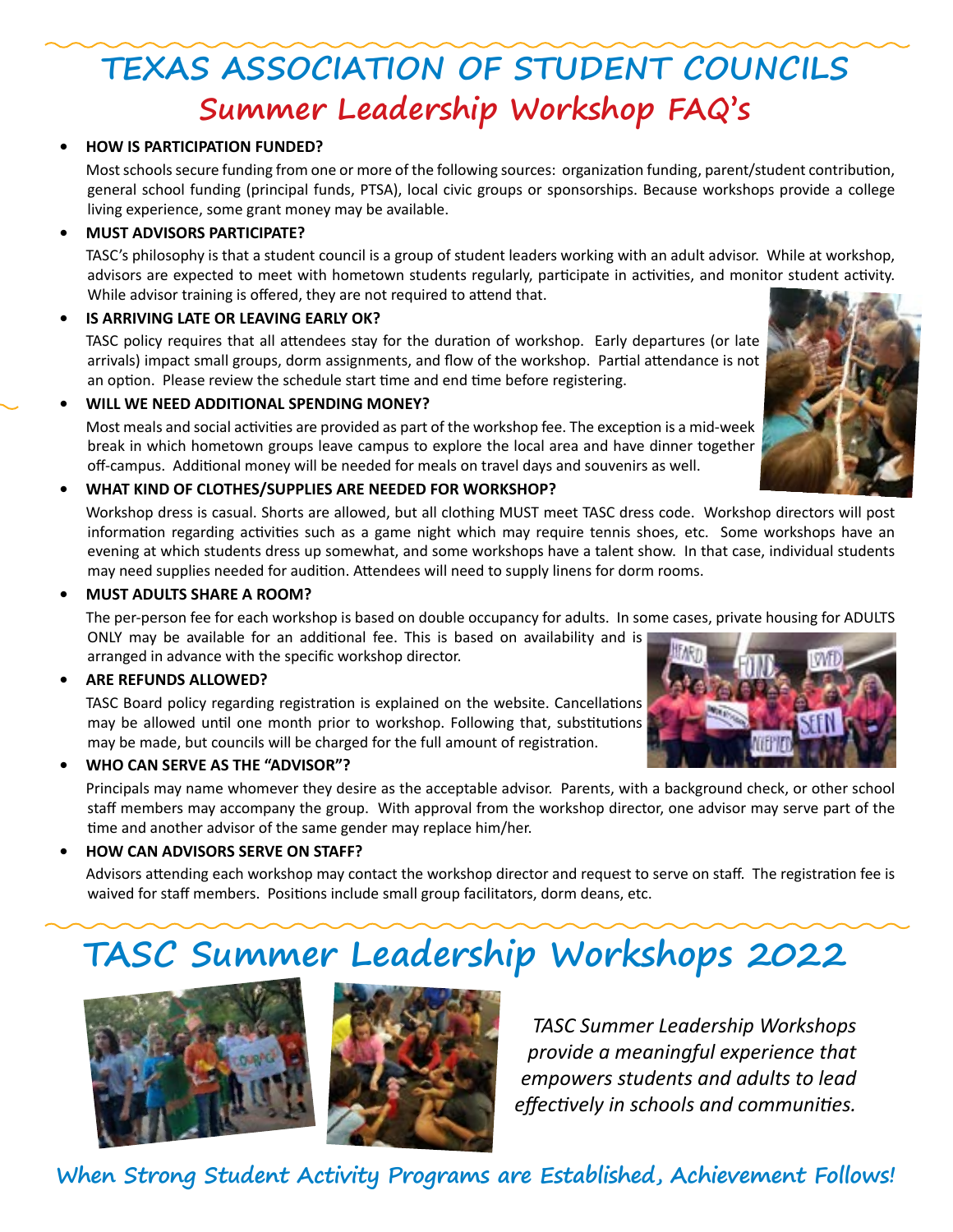# TEXAS ASSOCIATION OF STUDENT COUNCILS

## Summer Leadership Workshop FAQ's

- **HOW IS PARTICIPATION FUNDED?**

  Most schools secure funding from one or more of the following sources: organization funding, parent/student contribution, general school funding (principal funds, PTSA), local civic groups or sponsorships. Because workshops provide a college living experience, some grant money may be available.

- **MUST ADVISORS PARTICIPATE?**

  TASC's philosophy is that a student council is a group of student leaders working with an adult advisor. While at workshop, advisors are expected to meet with hometown students regularly, participate in activities, and monitor student activity. While advisor training is offered, they are not required to attend that.

- **IS ARRIVING LATE OR LEAVING EARLY OK?**

  TASC policy requires that all attendees stay for the duration of workshop. Early departures (or late arrivals) impact small groups, dorm assignments, and flow of the workshop. Partial attendance is not an option. Please review the schedule start time and end time before registering.

- **WILL WE NEED ADDITIONAL SPENDING MONEY?**

  Most meals and social activities are provided as part of the workshop fee. The exception is a mid-week break in which hometown groups leave campus to explore the local area and have dinner together off-campus. Additional money will be needed for meals on travel days and souvenirs as well.

- **WHAT KIND OF CLOTHES/SUPPLIES ARE NEEDED FOR WORKSHOP?**

  Workshop dress is casual. Shorts are allowed, but all clothing MUST meet TASC dress code. Workshop directors will post information regarding activities such as a game night which may require tennis shoes, etc. Some workshops have an evening at which students dress up somewhat, and some workshops have a talent show. In that case, individual students may need supplies needed for audition. Attendees will need to supply linens for dorm rooms.

- **MUST ADULTS SHARE A ROOM?**

  The per-person fee for each workshop is based on double occupancy for adults. In some cases, private housing for ADULTS ONLY may be available for an additional fee. This is based on availability and is arranged in advance with the specific workshop director.

- **ARE REFUNDS ALLOWED?**

  TASC Board policy regarding registration is explained on the website. Cancellations may be allowed until one month prior to workshop. Following that, substitutions may be made, but councils will be charged for the full amount of registration.

- **WHO CAN SERVE AS THE "ADVISOR"?**

  Principals may name whomever they desire as the acceptable advisor. Parents, with a background check, or other school staff members may accompany the group. With approval from the workshop director, one advisor may serve part of the time and another advisor of the same gender may replace him/her.

- **HOW CAN ADVISORS SERVE ON STAFF?**

  Advisors attending each workshop may contact the workshop director and request to serve on staff. The registration fee is waived for staff members. Positions include small group facilitators, dorm deans, etc.

# TASC Summer Leadership Workshops 2022

*TASC Summer Leadership Workshops provide a meaningful experience that empowers students and adults to lead effectively in schools and communities.*

**When Strong Student Activity Programs are Established, Achievement Follows!**